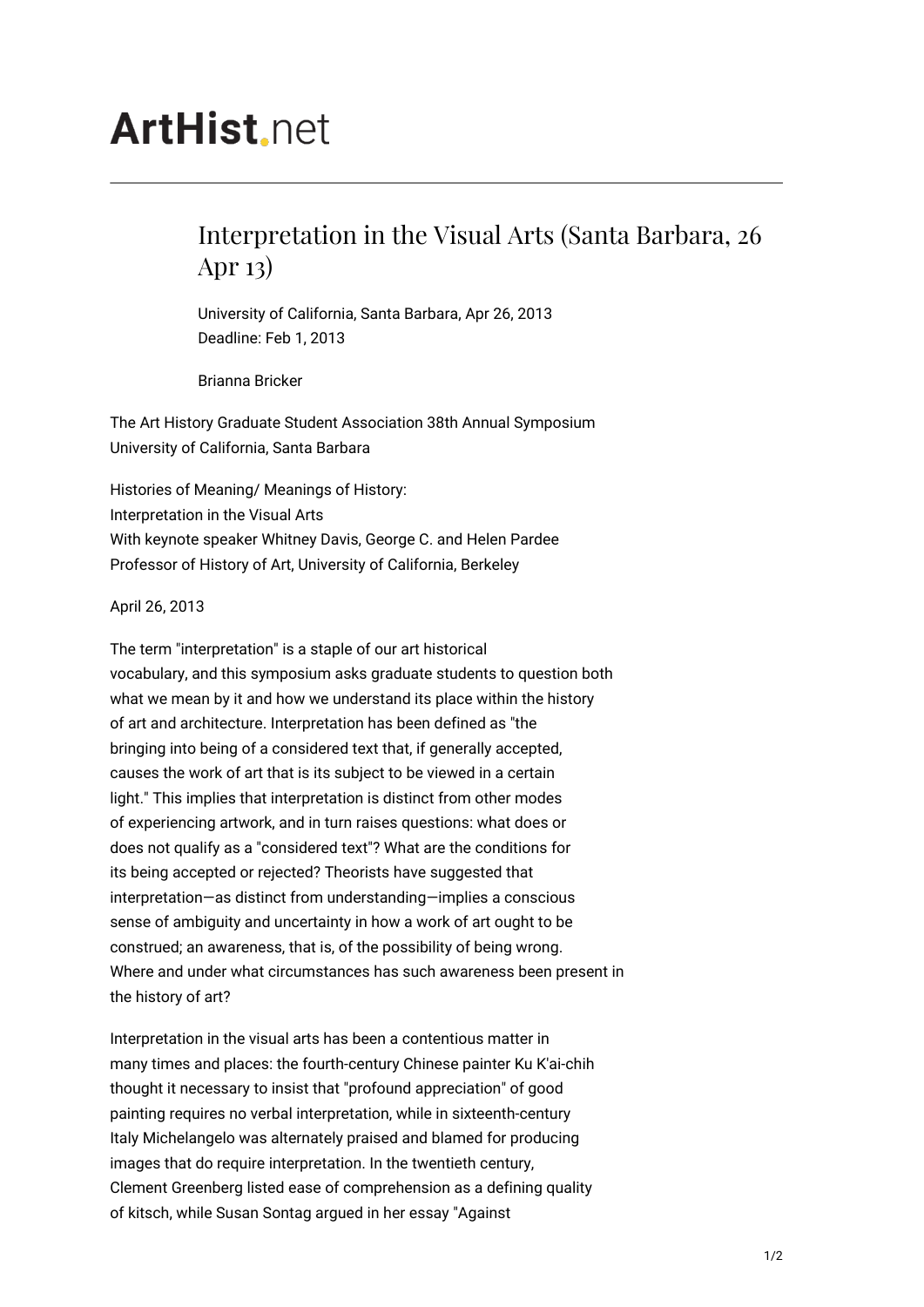# ArtHist.net

## Interpretation in the Visual Arts (Santa Barbara, 26 Apr 13)

University of California, Santa Barbara, Apr 26, 2013
Deadline: Feb 1, 2013

Brianna Bricker

The Art History Graduate Student Association 38th Annual Symposium
University of California, Santa Barbara

Histories of Meaning/ Meanings of History:
Interpretation in the Visual Arts
With keynote speaker Whitney Davis, George C. and Helen Pardee
Professor of History of Art, University of California, Berkeley

April 26, 2013

The term "interpretation" is a staple of our art historical vocabulary, and this symposium asks graduate students to question both what we mean by it and how we understand its place within the history of art and architecture. Interpretation has been defined as "the bringing into being of a considered text that, if generally accepted, causes the work of art that is its subject to be viewed in a certain light." This implies that interpretation is distinct from other modes of experiencing artwork, and in turn raises questions: what does or does not qualify as a "considered text"? What are the conditions for its being accepted or rejected? Theorists have suggested that interpretation—as distinct from understanding—implies a conscious sense of ambiguity and uncertainty in how a work of art ought to be construed; an awareness, that is, of the possibility of being wrong. Where and under what circumstances has such awareness been present in the history of art?

Interpretation in the visual arts has been a contentious matter in many times and places: the fourth-century Chinese painter Ku K'ai-chih thought it necessary to insist that "profound appreciation" of good painting requires no verbal interpretation, while in sixteenth-century Italy Michelangelo was alternately praised and blamed for producing images that do require interpretation. In the twentieth century, Clement Greenberg listed ease of comprehension as a defining quality of kitsch, while Susan Sontag argued in her essay "Against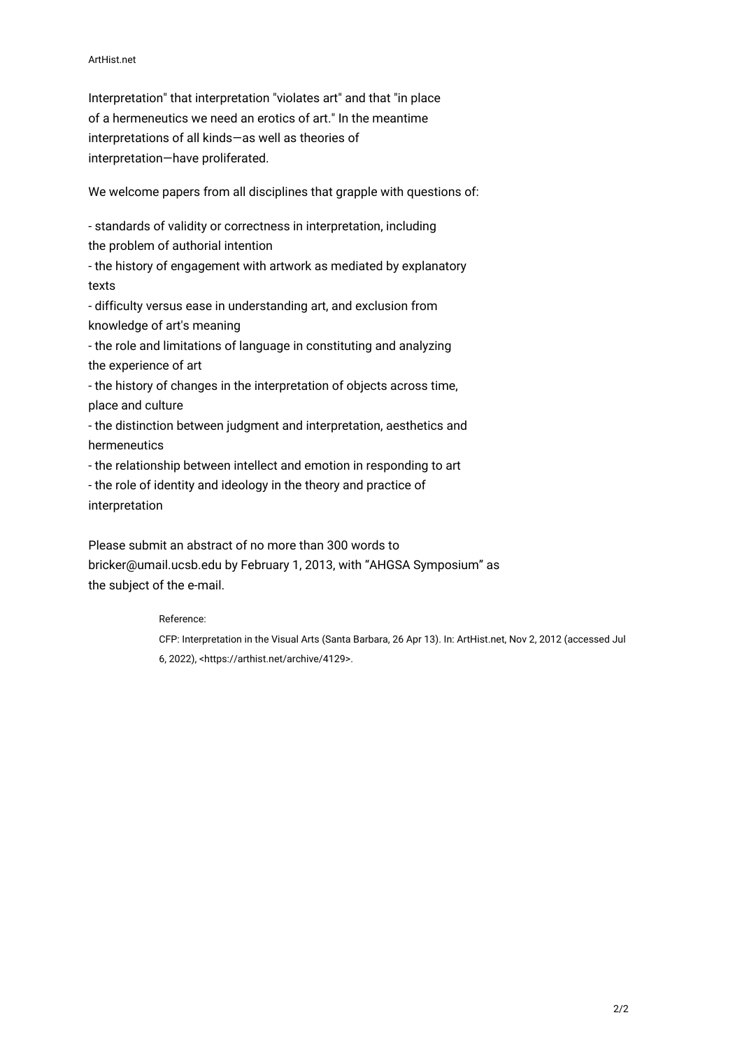Interpretation" that interpretation "violates art" and that "in place of a hermeneutics we need an erotics of art." In the meantime interpretations of all kinds—as well as theories of interpretation—have proliferated.

We welcome papers from all disciplines that grapple with questions of:

- standards of validity or correctness in interpretation, including the problem of authorial intention
- the history of engagement with artwork as mediated by explanatory texts
- difficulty versus ease in understanding art, and exclusion from knowledge of art's meaning
- the role and limitations of language in constituting and analyzing the experience of art
- the history of changes in the interpretation of objects across time, place and culture
- the distinction between judgment and interpretation, aesthetics and hermeneutics
- the relationship between intellect and emotion in responding to art
- the role of identity and ideology in the theory and practice of interpretation

Please submit an abstract of no more than 300 words to bricker@umail.ucsb.edu by February 1, 2013, with "AHGSA Symposium" as the subject of the e-mail.

Reference:

CFP: Interpretation in the Visual Arts (Santa Barbara, 26 Apr 13). In: ArtHist.net, Nov 2, 2012 (accessed Jul 6, 2022), <https://arthist.net/archive/4129>.